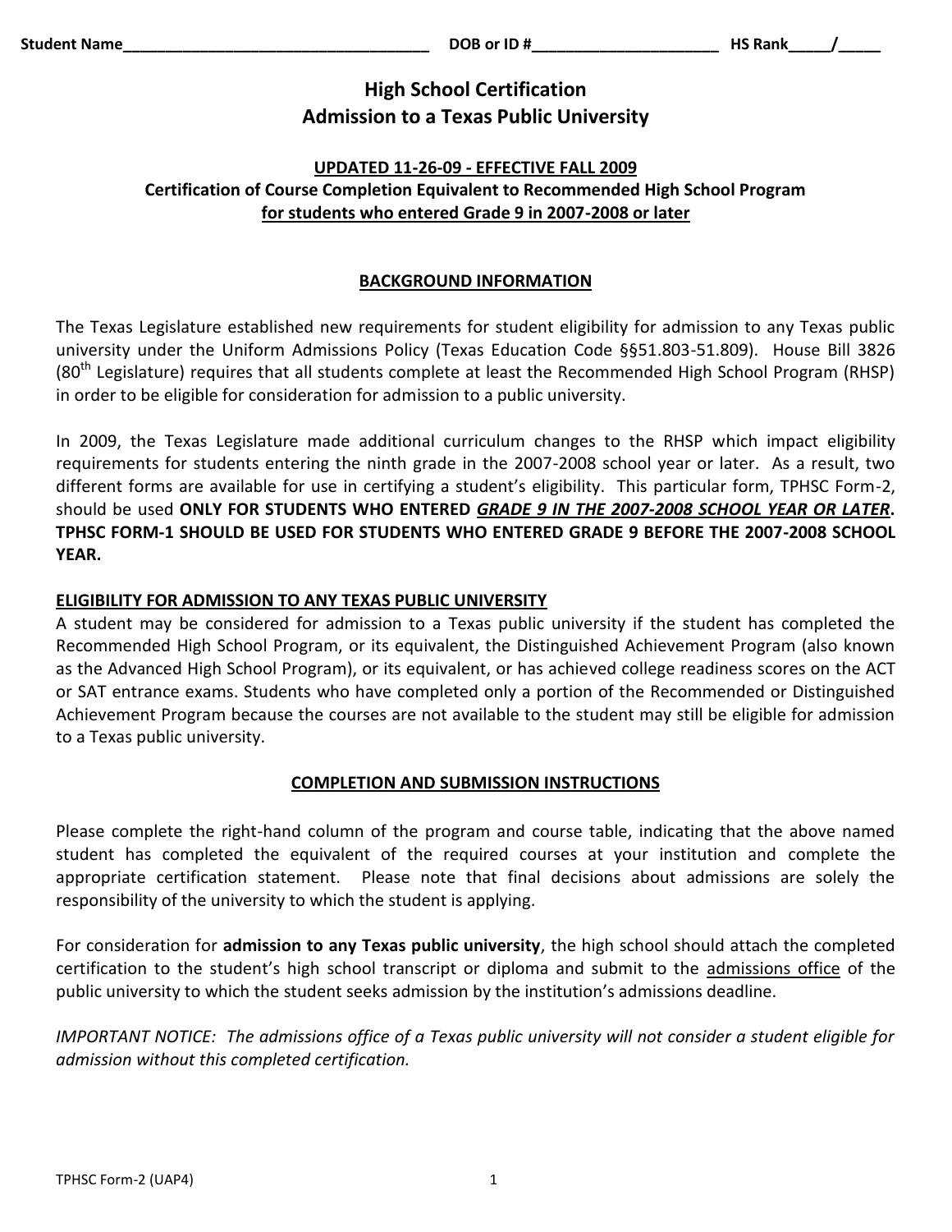Student Name___________________________________ DOB or ID #_____________________ HS Rank_____/_____

# High School Certification
# Admission to a Texas Public University

**UPDATED 11-26-09 - EFFECTIVE FALL 2009**
**Certification of Course Completion Equivalent to Recommended High School Program**
**for students who entered Grade 9 in 2007-2008 or later**

## BACKGROUND INFORMATION

The Texas Legislature established new requirements for student eligibility for admission to any Texas public university under the Uniform Admissions Policy (Texas Education Code §§51.803-51.809). House Bill 3826 (80th Legislature) requires that all students complete at least the Recommended High School Program (RHSP) in order to be eligible for consideration for admission to a public university.

In 2009, the Texas Legislature made additional curriculum changes to the RHSP which impact eligibility requirements for students entering the ninth grade in the 2007-2008 school year or later. As a result, two different forms are available for use in certifying a student's eligibility. This particular form, TPHSC Form-2, should be used **ONLY FOR STUDENTS WHO ENTERED *GRADE 9 IN THE 2007-2008 SCHOOL YEAR OR LATER*. TPHSC FORM-1 SHOULD BE USED FOR STUDENTS WHO ENTERED GRADE 9 BEFORE THE 2007-2008 SCHOOL YEAR.**

**ELIGIBILITY FOR ADMISSION TO ANY TEXAS PUBLIC UNIVERSITY**

A student may be considered for admission to a Texas public university if the student has completed the Recommended High School Program, or its equivalent, the Distinguished Achievement Program (also known as the Advanced High School Program), or its equivalent, or has achieved college readiness scores on the ACT or SAT entrance exams. Students who have completed only a portion of the Recommended or Distinguished Achievement Program because the courses are not available to the student may still be eligible for admission to a Texas public university.

## COMPLETION AND SUBMISSION INSTRUCTIONS

Please complete the right-hand column of the program and course table, indicating that the above named student has completed the equivalent of the required courses at your institution and complete the appropriate certification statement. Please note that final decisions about admissions are solely the responsibility of the university to which the student is applying.

For consideration for **admission to any Texas public university**, the high school should attach the completed certification to the student's high school transcript or diploma and submit to the admissions office of the public university to which the student seeks admission by the institution's admissions deadline.

*IMPORTANT NOTICE: The admissions office of a Texas public university will not consider a student eligible for admission without this completed certification.*

TPHSC Form-2 (UAP4)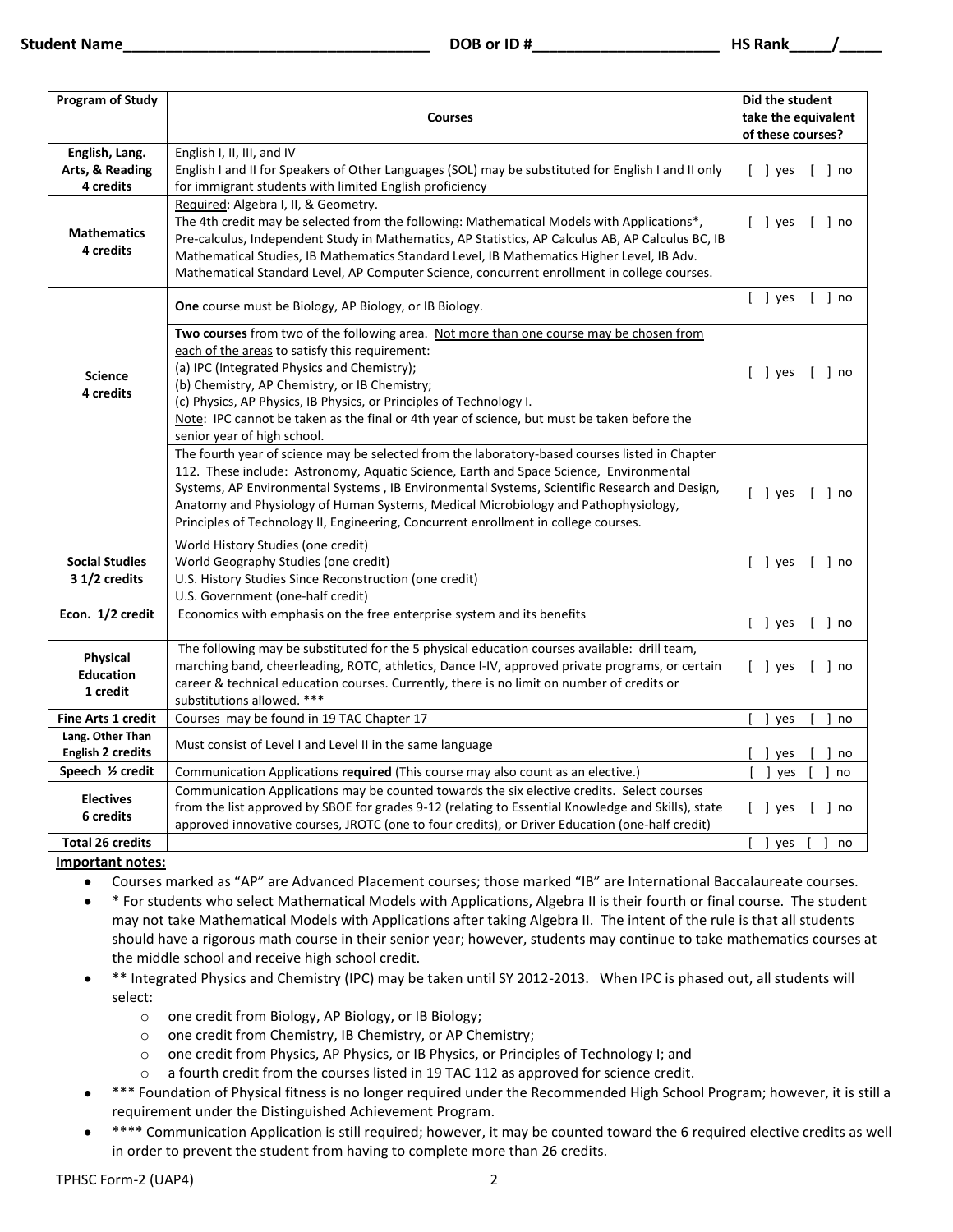Student Name_____________________________________ DOB or ID #_______________________ HS Rank_____/_____

| Program of Study | Courses | Did the student take the equivalent of these courses? |
|---|---|---|
| English, Lang. Arts, & Reading 4 credits | English I, II, III, and IV<br>English I and II for Speakers of Other Languages (SOL) may be substituted for English I and II only for immigrant students with limited English proficiency | [ ] yes [ ] no |
| Mathematics 4 credits | Required: Algebra I, II, & Geometry.<br>The 4th credit may be selected from the following: Mathematical Models with Applications*, Pre-calculus, Independent Study in Mathematics, AP Statistics, AP Calculus AB, AP Calculus BC, IB Mathematical Studies, IB Mathematics Standard Level, IB Mathematics Higher Level, IB Adv. Mathematical Standard Level, AP Computer Science, concurrent enrollment in college courses. | [ ] yes [ ] no |
| Science 4 credits | **One** course must be Biology, AP Biology, or IB Biology. | [ ] yes [ ] no |
| | **Two courses** from two of the following area. Not more than one course may be chosen from each of the areas to satisfy this requirement:<br>(a) IPC (Integrated Physics and Chemistry);<br>(b) Chemistry, AP Chemistry, or IB Chemistry;<br>(c) Physics, AP Physics, IB Physics, or Principles of Technology I.<br>Note: IPC cannot be taken as the final or 4th year of science, but must be taken before the senior year of high school. | [ ] yes [ ] no |
| | The fourth year of science may be selected from the laboratory-based courses listed in Chapter 112. These include: Astronomy, Aquatic Science, Earth and Space Science, Environmental Systems, AP Environmental Systems , IB Environmental Systems, Scientific Research and Design, Anatomy and Physiology of Human Systems, Medical Microbiology and Pathophysiology, Principles of Technology II, Engineering, Concurrent enrollment in college courses. | [ ] yes [ ] no |
| Social Studies 3 1/2 credits | World History Studies (one credit)<br>World Geography Studies (one credit)<br>U.S. History Studies Since Reconstruction (one credit)<br>U.S. Government (one-half credit) | [ ] yes [ ] no |
| Econ. 1/2 credit | Economics with emphasis on the free enterprise system and its benefits | [ ] yes [ ] no |
| Physical Education 1 credit | The following may be substituted for the 5 physical education courses available: drill team, marching band, cheerleading, ROTC, athletics, Dance I-IV, approved private programs, or certain career & technical education courses. Currently, there is no limit on number of credits or substitutions allowed. *** | [ ] yes [ ] no |
| Fine Arts 1 credit | Courses may be found in 19 TAC Chapter 17 | [ ] yes [ ] no |
| Lang. Other Than English 2 credits | Must consist of Level I and Level II in the same language | [ ] yes [ ] no |
| Speech ½ credit | Communication Applications **required** (This course may also count as an elective.) | [ ] yes [ ] no |
| Electives 6 credits | Communication Applications may be counted towards the six elective credits. Select courses from the list approved by SBOE for grades 9-12 (relating to Essential Knowledge and Skills), state approved innovative courses, JROTC (one to four credits), or Driver Education (one-half credit) | [ ] yes [ ] no |
| Total 26 credits | | [ ] yes [ ] no |

**Important notes:**

- Courses marked as "AP" are Advanced Placement courses; those marked "IB" are International Baccalaureate courses.
- * For students who select Mathematical Models with Applications, Algebra II is their fourth or final course. The student may not take Mathematical Models with Applications after taking Algebra II. The intent of the rule is that all students should have a rigorous math course in their senior year; however, students may continue to take mathematics courses at the middle school and receive high school credit.
- ** Integrated Physics and Chemistry (IPC) may be taken until SY 2012-2013. When IPC is phased out, all students will select:
  - one credit from Biology, AP Biology, or IB Biology;
  - one credit from Chemistry, IB Chemistry, or AP Chemistry;
  - one credit from Physics, AP Physics, or IB Physics, or Principles of Technology I; and
  - a fourth credit from the courses listed in 19 TAC 112 as approved for science credit.
- *** Foundation of Physical fitness is no longer required under the Recommended High School Program; however, it is still a requirement under the Distinguished Achievement Program.
- **** Communication Application is still required; however, it may be counted toward the 6 required elective credits as well in order to prevent the student from having to complete more than 26 credits.

TPHSC Form-2 (UAP4)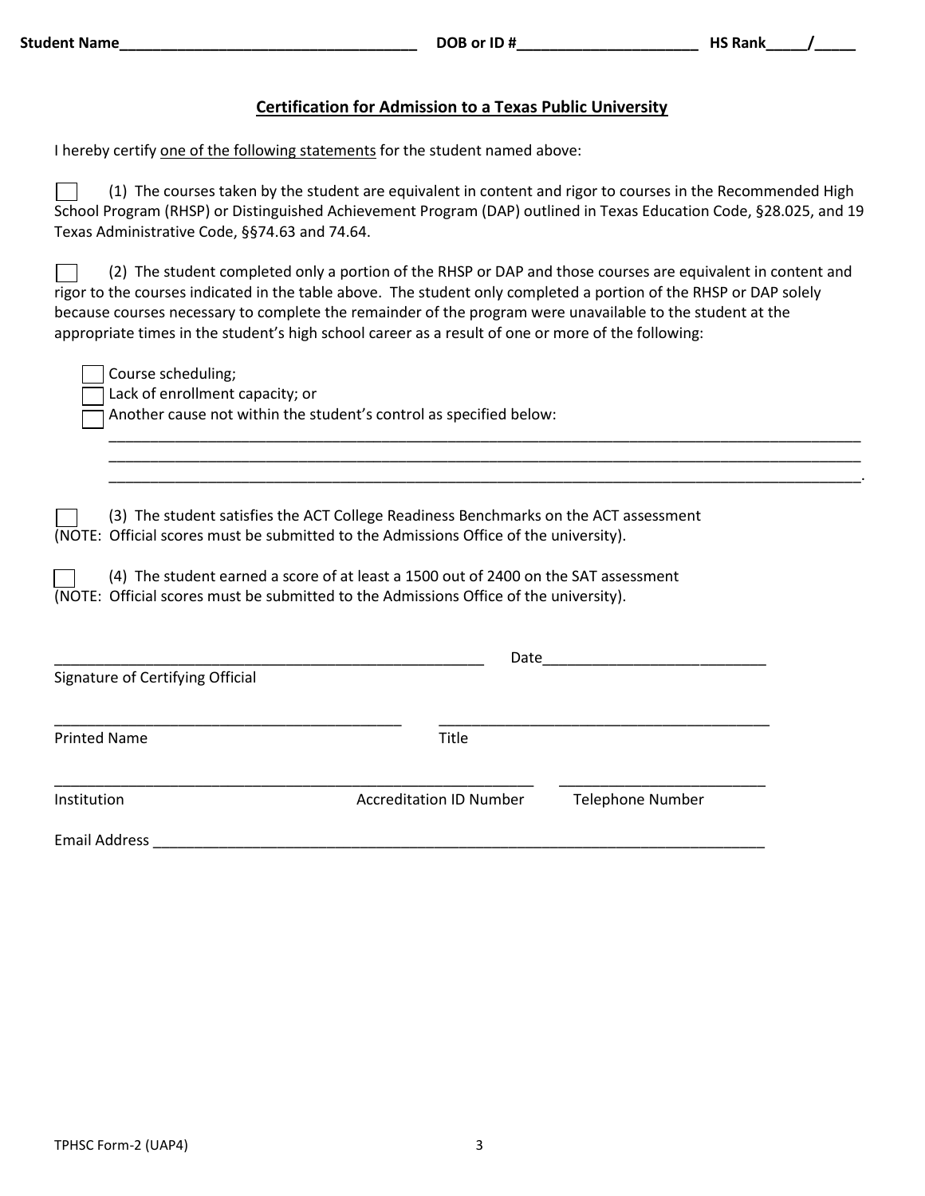**Student Name____________________________________ DOB or ID #_____________________ HS Rank_____/_____**

## Certification for Admission to a Texas Public University

I hereby certify one of the following statements for the student named above:

☐ (1) The courses taken by the student are equivalent in content and rigor to courses in the Recommended High School Program (RHSP) or Distinguished Achievement Program (DAP) outlined in Texas Education Code, §28.025, and 19 Texas Administrative Code, §§74.63 and 74.64.

☐ (2) The student completed only a portion of the RHSP or DAP and those courses are equivalent in content and rigor to the courses indicated in the table above. The student only completed a portion of the RHSP or DAP solely because courses necessary to complete the remainder of the program were unavailable to the student at the appropriate times in the student's high school career as a result of one or more of the following:

- ☐ Course scheduling;
- ☐ Lack of enrollment capacity; or
- ☐ Another cause not within the student's control as specified below:

______________________________________________________________________________________________
______________________________________________________________________________________________
______________________________________________________________________________________________.

☐ (3) The student satisfies the ACT College Readiness Benchmarks on the ACT assessment (NOTE: Official scores must be submitted to the Admissions Office of the university).

☐ (4) The student earned a score of at least a 1500 out of 2400 on the SAT assessment (NOTE: Official scores must be submitted to the Admissions Office of the university).

______________________________________________________ Date___________________________
Signature of Certifying Official

___________________________________________ _________________________________________
Printed Name Title

____________________________________________________________ _________________________
Institution Accreditation ID Number Telephone Number

Email Address ____________________________________________________________________________

TPHSC Form-2 (UAP4)